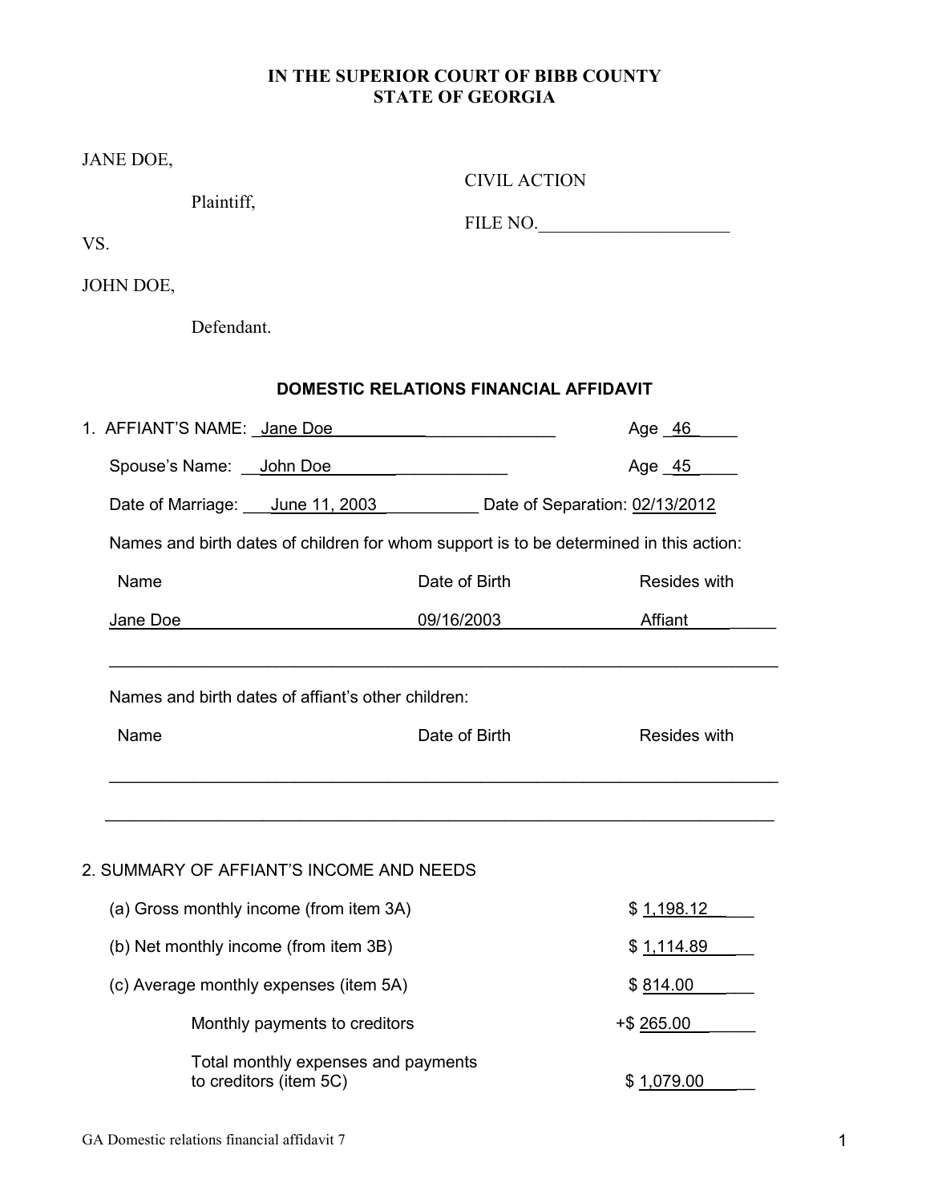**IN THE SUPERIOR COURT OF BIBB COUNTY**
**STATE OF GEORGIA**

JANE DOE,

Plaintiff,

CIVIL ACTION

FILE NO.____________________

VS.

JOHN DOE,

Defendant.

## DOMESTIC RELATIONS FINANCIAL AFFIDAVIT

1. AFFIANT'S NAME: Jane Doe Age 46

   Spouse's Name: John Doe Age 45

   Date of Marriage: June 11, 2003 Date of Separation: 02/13/2012

   Names and birth dates of children for whom support is to be determined in this action:

| Name | Date of Birth | Resides with |
|---|---|---|
| Jane Doe | 09/16/2003 | Affiant |
| | | |

   Names and birth dates of affiant's other children:

| Name | Date of Birth | Resides with |
|---|---|---|
| | | |
| | | |

2. SUMMARY OF AFFIANT'S INCOME AND NEEDS

| | |
|---|---|
| (a) Gross monthly income (from item 3A) | $ 1,198.12 |
| (b) Net monthly income (from item 3B) | $ 1,114.89 |
| (c) Average monthly expenses (item 5A) | $ 814.00 |
| Monthly payments to creditors | +$ 265.00 |
| Total monthly expenses and payments to creditors (item 5C) | $ 1,079.00 |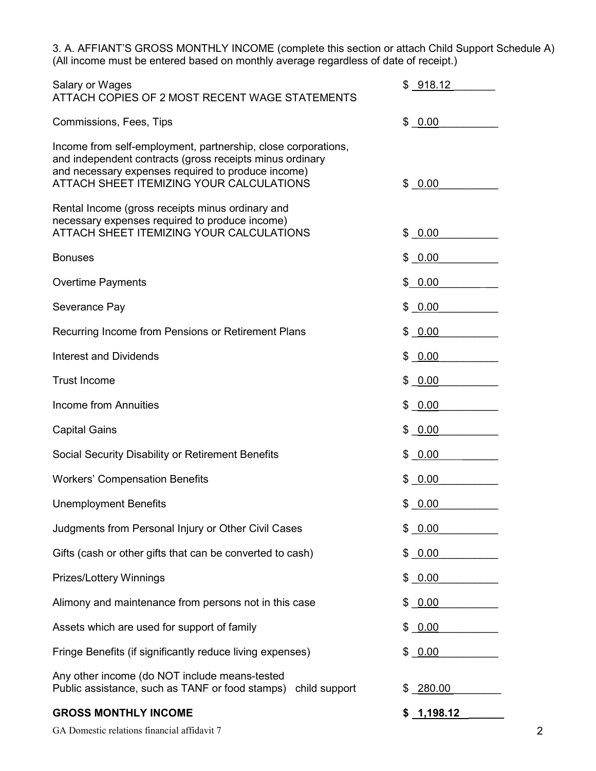3. A. AFFIANT'S GROSS MONTHLY INCOME (complete this section or attach Child Support Schedule A)
(All income must be entered based on monthly average regardless of date of receipt.)

| | |
|---|---|
| Salary or Wages<br>ATTACH COPIES OF 2 MOST RECENT WAGE STATEMENTS | $ 918.12 |
| Commissions, Fees, Tips | $ 0.00 |
| Income from self-employment, partnership, close corporations, and independent contracts (gross receipts minus ordinary and necessary expenses required to produce income)<br>ATTACH SHEET ITEMIZING YOUR CALCULATIONS | $ 0.00 |
| Rental Income (gross receipts minus ordinary and necessary expenses required to produce income)<br>ATTACH SHEET ITEMIZING YOUR CALCULATIONS | $ 0.00 |
| Bonuses | $ 0.00 |
| Overtime Payments | $ 0.00 |
| Severance Pay | $ 0.00 |
| Recurring Income from Pensions or Retirement Plans | $ 0.00 |
| Interest and Dividends | $ 0.00 |
| Trust Income | $ 0.00 |
| Income from Annuities | $ 0.00 |
| Capital Gains | $ 0.00 |
| Social Security Disability or Retirement Benefits | $ 0.00 |
| Workers' Compensation Benefits | $ 0.00 |
| Unemployment Benefits | $ 0.00 |
| Judgments from Personal Injury or Other Civil Cases | $ 0.00 |
| Gifts (cash or other gifts that can be converted to cash) | $ 0.00 |
| Prizes/Lottery Winnings | $ 0.00 |
| Alimony and maintenance from persons not in this case | $ 0.00 |
| Assets which are used for support of family | $ 0.00 |
| Fringe Benefits (if significantly reduce living expenses) | $ 0.00 |
| Any other income (do NOT include means-tested Public assistance, such as TANF or food stamps) child support | $ 280.00 |
| **GROSS MONTHLY INCOME** | **$ 1,198.12** |

GA Domestic relations financial affidavit 7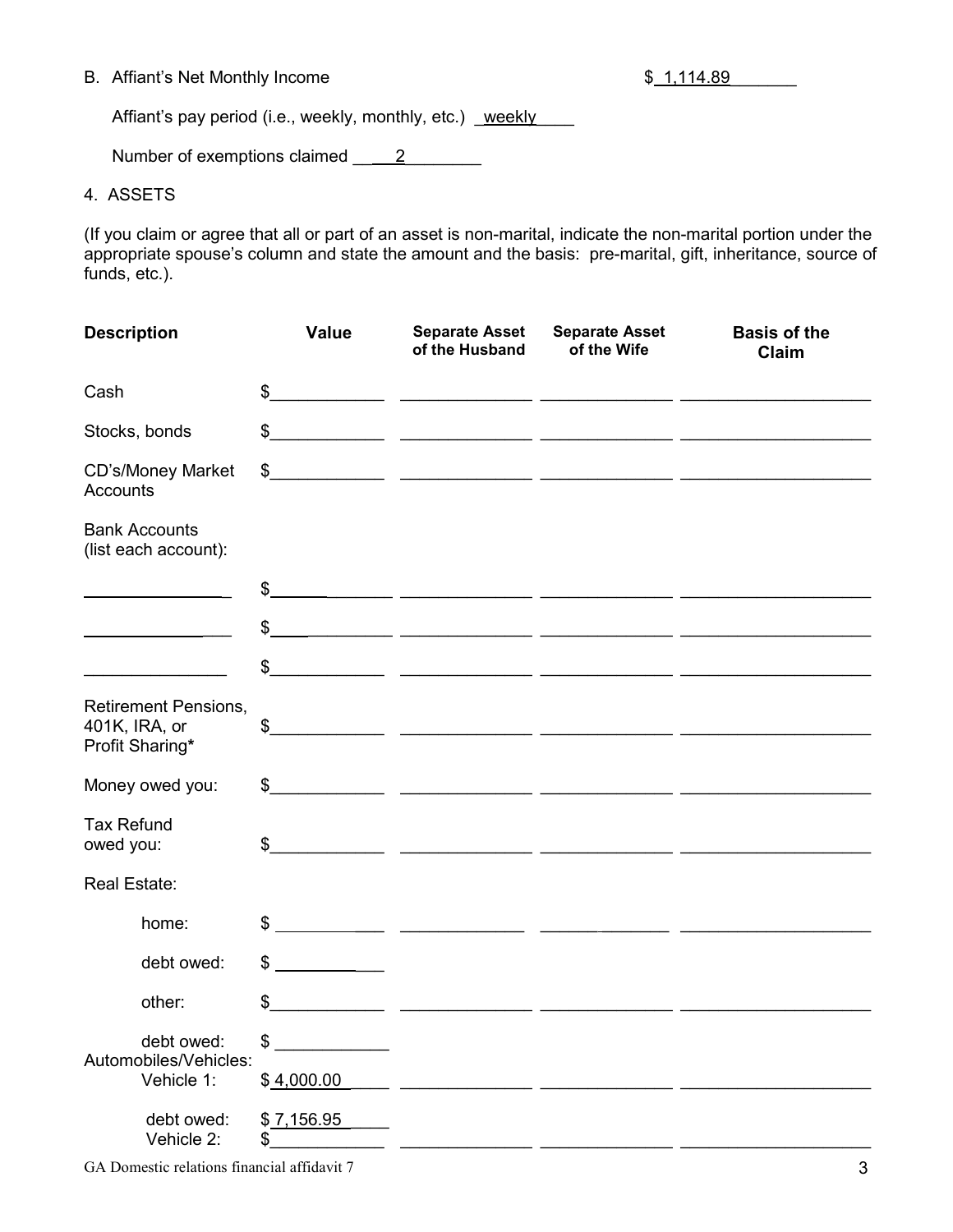B. Affiant's Net Monthly Income $ 1,114.89

Affiant's pay period (i.e., weekly, monthly, etc.) weekly

Number of exemptions claimed 2

4. ASSETS

(If you claim or agree that all or part of an asset is non-marital, indicate the non-marital portion under the appropriate spouse's column and state the amount and the basis: pre-marital, gift, inheritance, source of funds, etc.).

| Description | Value | Separate Asset of the Husband | Separate Asset of the Wife | Basis of the Claim |
|---|---|---|---|---|
| Cash | $ | | | |
| Stocks, bonds | $ | | | |
| CD's/Money Market Accounts | $ | | | |
| Bank Accounts (list each account): | | | | |
| | $ | | | |
| | $ | | | |
| | $ | | | |
| Retirement Pensions, 401K, IRA, or Profit Sharing* | $ | | | |
| Money owed you: | $ | | | |
| Tax Refund owed you: | $ | | | |
| Real Estate: | | | | |
| home: | $ | | | |
| debt owed: | $ | | | |
| other: | $ | | | |
| debt owed: | $ | | | |
| Automobiles/Vehicles: | | | | |
| Vehicle 1: | $ 4,000.00 | | | |
| debt owed: | $ 7,156.95 | | | |
| Vehicle 2: | $ | | | |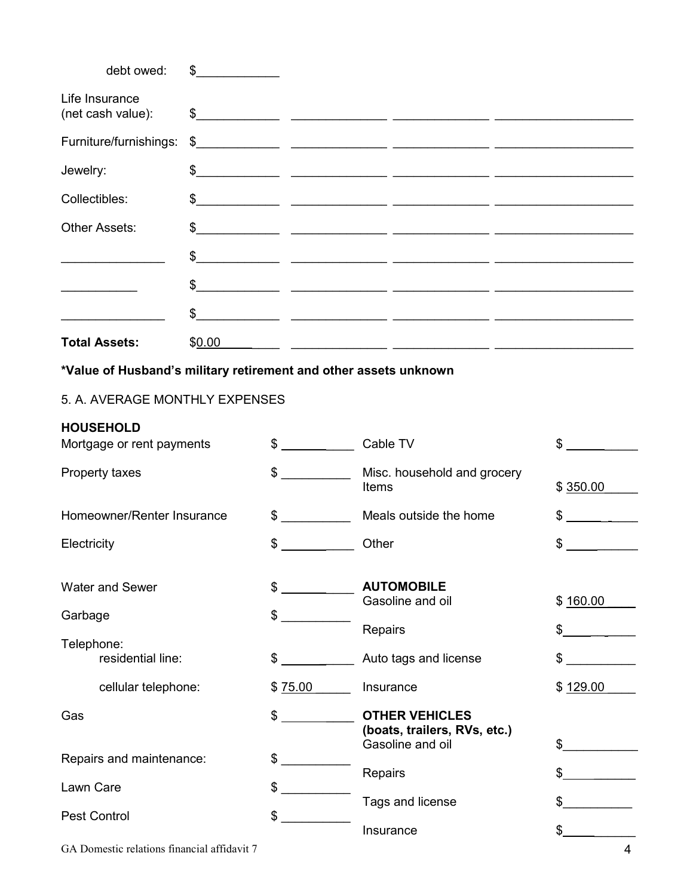| | | | | |
|---|---|---|---|---|
| debt owed: | $ | | | |
| Life Insurance (net cash value): | $ | | | |
| Furniture/furnishings: | $ | | | |
| Jewelry: | $ | | | |
| Collectibles: | $ | | | |
| Other Assets: | $ | | | |
| | $ | | | |
| | $ | | | |
| | $ | | | |
| **Total Assets:** | $0.00 | | | |

**\*Value of Husband's military retirement and other assets unknown**

5. A. AVERAGE MONTHLY EXPENSES

| **HOUSEHOLD** | | | |
|---|---|---|---|
| Mortgage or rent payments | $ | Cable TV | $ |
| Property taxes | $ | Misc. household and grocery Items | $ 350.00 |
| Homeowner/Renter Insurance | $ | Meals outside the home | $ |
| Electricity | $ | Other | $ |
| Water and Sewer | $ | **AUTOMOBILE** | |
| | | Gasoline and oil | $ 160.00 |
| Garbage | $ | Repairs | $ |
| Telephone: residential line: | $ | Auto tags and license | $ |
| cellular telephone: | $ 75.00 | Insurance | $ 129.00 |
| Gas | $ | **OTHER VEHICLES (boats, trailers, RVs, etc.)** | |
| | | Gasoline and oil | $ |
| Repairs and maintenance: | $ | Repairs | $ |
| Lawn Care | $ | Tags and license | $ |
| Pest Control | $ | Insurance | $ |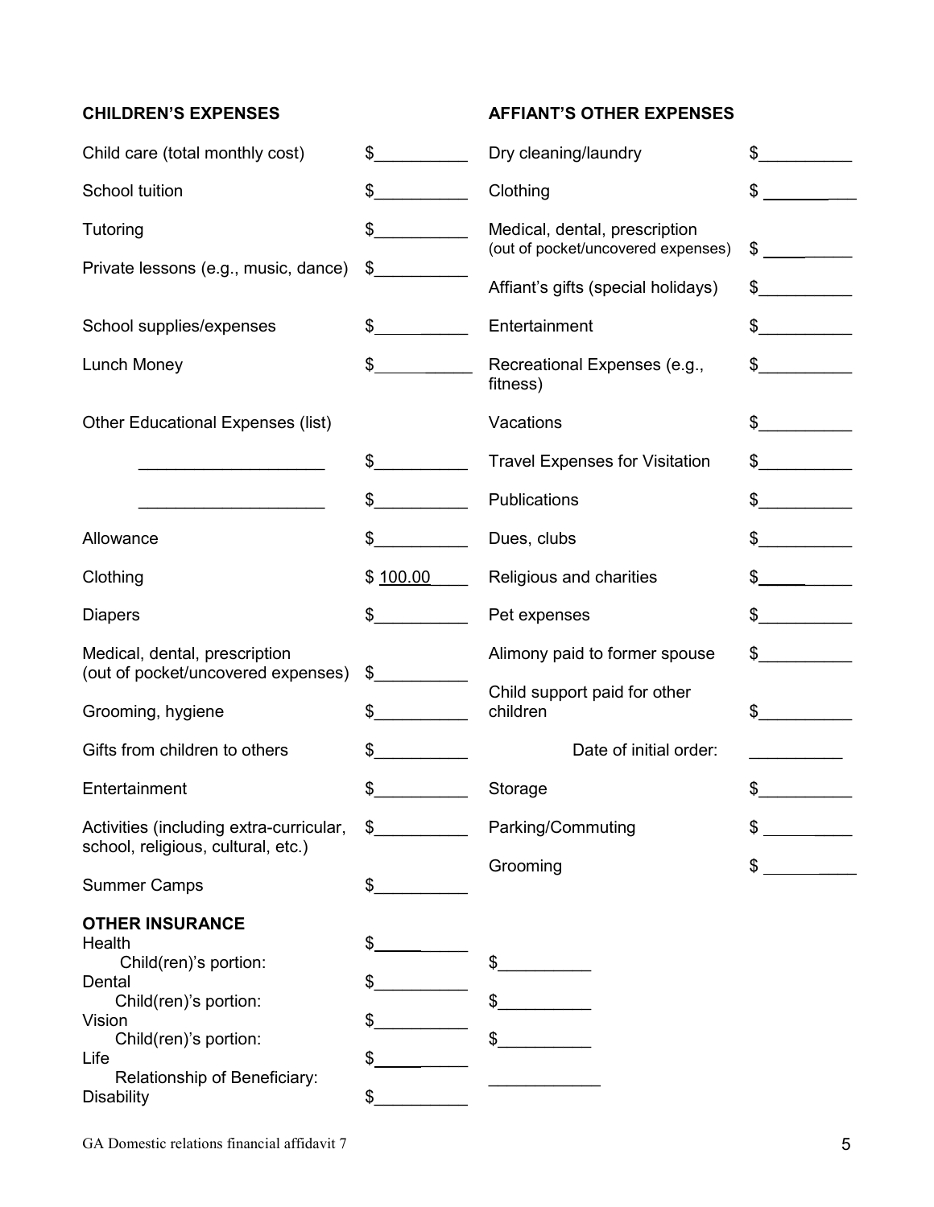**CHILDREN'S EXPENSES**

| Item | Amount |
|---|---|
| Child care (total monthly cost) | $__________ |
| School tuition | $__________ |
| Tutoring | $__________ |
| Private lessons (e.g., music, dance) | $__________ |
| School supplies/expenses | $__________ |
| Lunch Money | $__________ |
| Other Educational Expenses (list) | |
| ____________________ | $__________ |
| ____________________ | $__________ |
| Allowance | $__________ |
| Clothing | $ 100.00 |
| Diapers | $__________ |
| Medical, dental, prescription (out of pocket/uncovered expenses) | $__________ |
| Grooming, hygiene | $__________ |
| Gifts from children to others | $__________ |
| Entertainment | $__________ |
| Activities (including extra-curricular, school, religious, cultural, etc.) | $__________ |
| Summer Camps | $__________ |

**OTHER INSURANCE**

| Item | Amount | |
|---|---|---|
| Health | $__________ | |
| Child(ren)'s portion: | | $__________ |
| Dental | $__________ | |
| Child(ren)'s portion: | | $__________ |
| Vision | $__________ | |
| Child(ren)'s portion: | | $__________ |
| Life | $__________ | |
| Relationship of Beneficiary: | | ____________ |
| Disability | $__________ | |

**AFFIANT'S OTHER EXPENSES**

| Item | Amount |
|---|---|
| Dry cleaning/laundry | $__________ |
| Clothing | $__________ |
| Medical, dental, prescription (out of pocket/uncovered expenses) | $__________ |
| Affiant's gifts (special holidays) | $__________ |
| Entertainment | $__________ |
| Recreational Expenses (e.g., fitness) | $__________ |
| Vacations | $__________ |
| Travel Expenses for Visitation | $__________ |
| Publications | $__________ |
| Dues, clubs | $__________ |
| Religious and charities | $__________ |
| Pet expenses | $__________ |
| Alimony paid to former spouse | $__________ |
| Child support paid for other children | $__________ |
| Date of initial order: | __________ |
| Storage | $__________ |
| Parking/Commuting | $__________ |
| Grooming | $__________ |

GA Domestic relations financial affidavit 7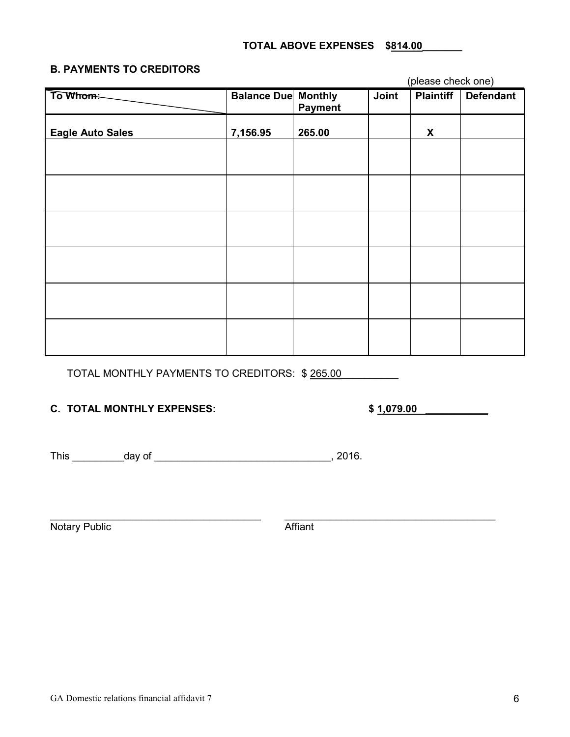**TOTAL ABOVE EXPENSES $814.00_______**

**B. PAYMENTS TO CREDITORS**

(please check one)

| To Whom: | Balance Due | Monthly Payment | Joint | Plaintiff | Defendant |
|---|---|---|---|---|---|
| **Eagle Auto Sales** | **7,156.95** | **265.00** | | **X** | |
| | | | | | |
| | | | | | |
| | | | | | |
| | | | | | |
| | | | | | |
| | | | | | |

TOTAL MONTHLY PAYMENTS TO CREDITORS: $ 265.00__________

**C. TOTAL MONTHLY EXPENSES: $ 1,079.00 ___________**

This _________day of ______________________________, 2016.

_____________________________________ Notary Public

_____________________________________ Affiant